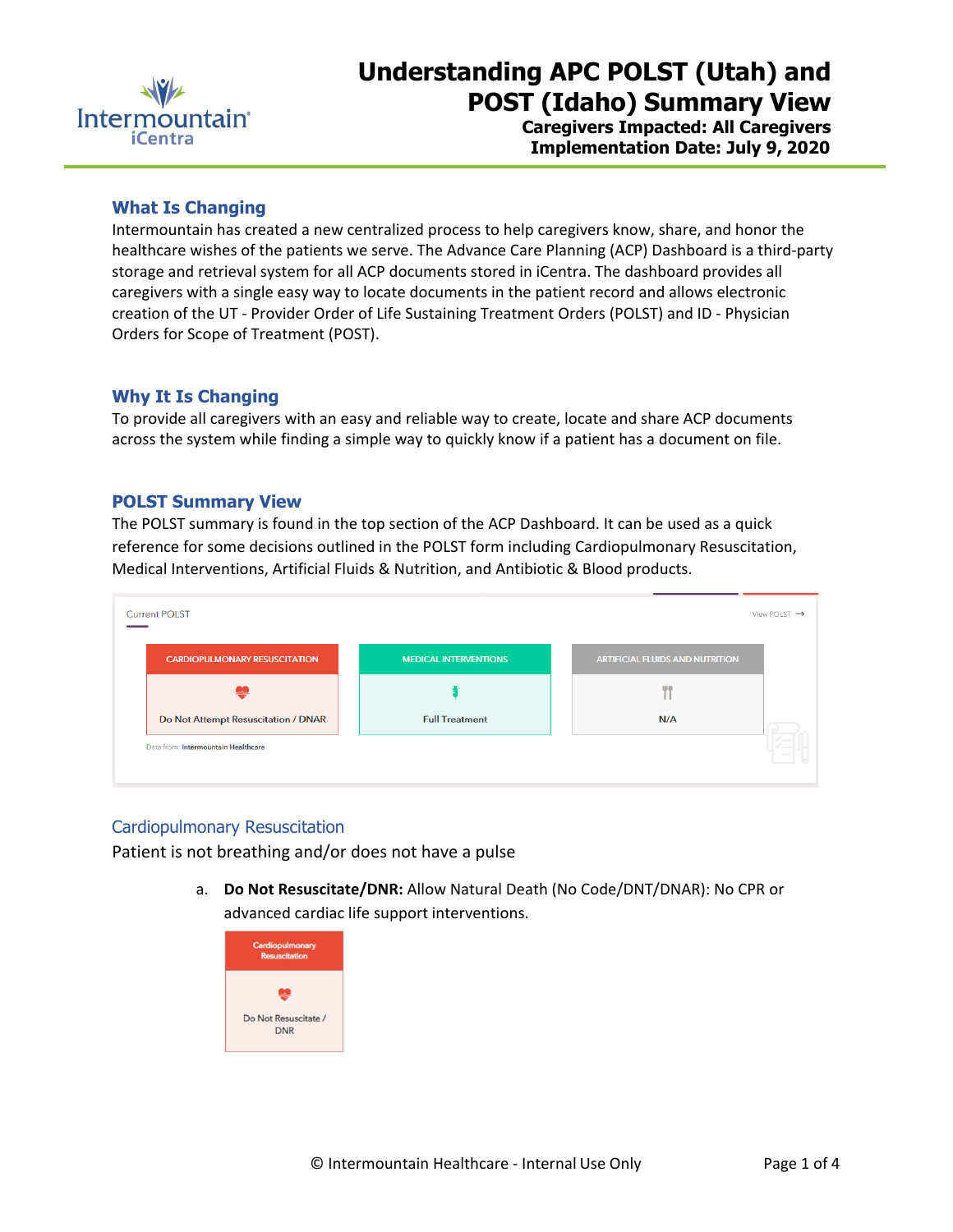# Understanding APC POLST (Utah) and POST (Idaho) Summary View

**Caregivers Impacted: All Caregivers**
**Implementation Date: July 9, 2020**

## What Is Changing

Intermountain has created a new centralized process to help caregivers know, share, and honor the healthcare wishes of the patients we serve. The Advance Care Planning (ACP) Dashboard is a third-party storage and retrieval system for all ACP documents stored in iCentra. The dashboard provides all caregivers with a single easy way to locate documents in the patient record and allows electronic creation of the UT - Provider Order of Life Sustaining Treatment Orders (POLST) and ID - Physician Orders for Scope of Treatment (POST).

## Why It Is Changing

To provide all caregivers with an easy and reliable way to create, locate and share ACP documents across the system while finding a simple way to quickly know if a patient has a document on file.

## POLST Summary View

The POLST summary is found in the top section of the ACP Dashboard. It can be used as a quick reference for some decisions outlined in the POLST form including Cardiopulmonary Resuscitation, Medical Interventions, Artificial Fluids & Nutrition, and Antibiotic & Blood products.

Current POLST | View POLST →

| CARDIOPULMONARY RESUSCITATION | MEDICAL INTERVENTIONS | ARTIFICIAL FLUIDS AND NUTRITION |
|---|---|---|
| Do Not Attempt Resuscitation / DNAR | Full Treatment | N/A |

Data from: Intermountain Healthcare

### Cardiopulmonary Resuscitation

Patient is not breathing and/or does not have a pulse

a. **Do Not Resuscitate/DNR:** Allow Natural Death (No Code/DNT/DNAR): No CPR or advanced cardiac life support interventions.

| Cardiopulmonary Resuscitation |
|---|
| Do Not Resuscitate / DNR |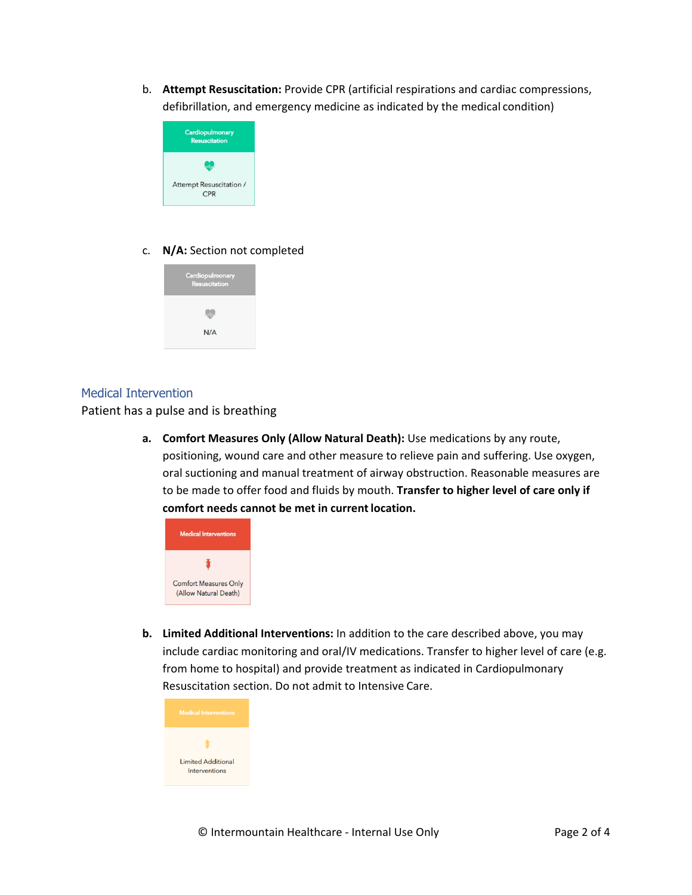b. **Attempt Resuscitation:** Provide CPR (artificial respirations and cardiac compressions, defibrillation, and emergency medicine as indicated by the medical condition)

Cardiopulmonary Resuscitation

Attempt Resuscitation / CPR

c. **N/A:** Section not completed

Cardiopulmonary Resuscitation

N/A

## Medical Intervention

Patient has a pulse and is breathing

**a. Comfort Measures Only (Allow Natural Death):** Use medications by any route, positioning, wound care and other measure to relieve pain and suffering. Use oxygen, oral suctioning and manual treatment of airway obstruction. Reasonable measures are to be made to offer food and fluids by mouth. **Transfer to higher level of care only if comfort needs cannot be met in current location.**

Medical Interventions

Comfort Measures Only (Allow Natural Death)

**b. Limited Additional Interventions:** In addition to the care described above, you may include cardiac monitoring and oral/IV medications. Transfer to higher level of care (e.g. from home to hospital) and provide treatment as indicated in Cardiopulmonary Resuscitation section. Do not admit to Intensive Care.

Medical Interventions

Limited Additional Interventions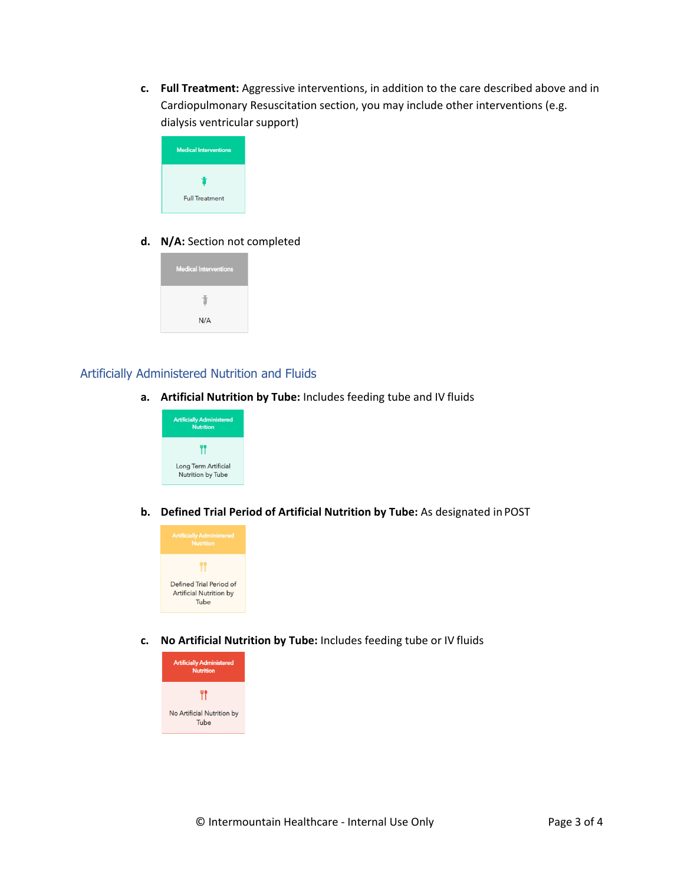c. **Full Treatment:** Aggressive interventions, in addition to the care described above and in Cardiopulmonary Resuscitation section, you may include other interventions (e.g. dialysis ventricular support)

Medical Interventions

Full Treatment

d. **N/A:** Section not completed

Medical Interventions

N/A

## Artificially Administered Nutrition and Fluids

a. **Artificial Nutrition by Tube:** Includes feeding tube and IV fluids

Artificially Administered Nutrition

Long Term Artificial Nutrition by Tube

b. **Defined Trial Period of Artificial Nutrition by Tube:** As designated in POST

Artificially Administered Nutrition

Defined Trial Period of Artificial Nutrition by Tube

c. **No Artificial Nutrition by Tube:** Includes feeding tube or IV fluids

Artificially Administered Nutrition

No Artificial Nutrition by Tube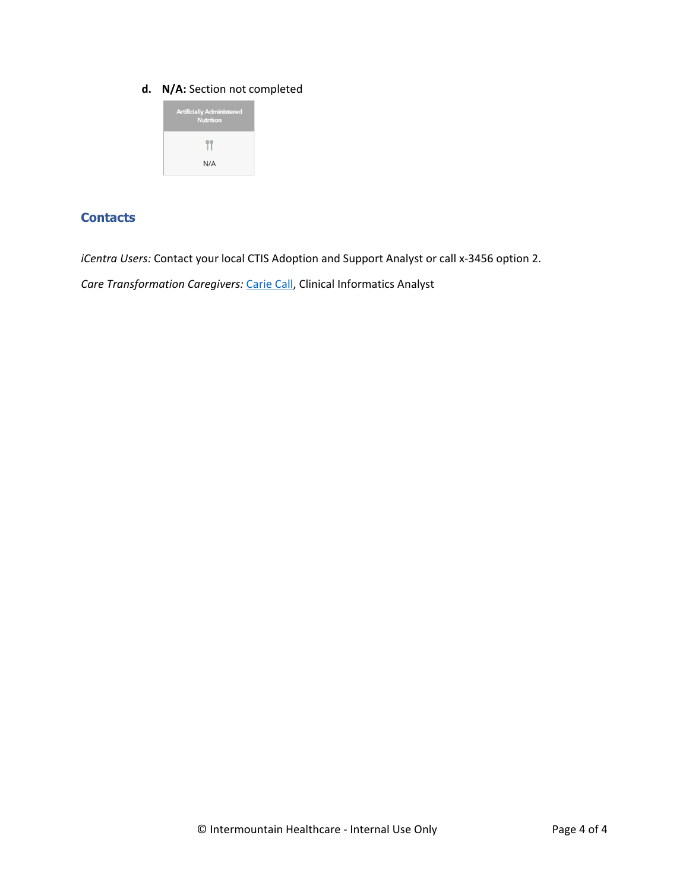d. **N/A:** Section not completed

Artificially Administered Nutrition

N/A

## Contacts

*iCentra Users:* Contact your local CTIS Adoption and Support Analyst or call x-3456 option 2.

*Care Transformation Caregivers:* Carie Call, Clinical Informatics Analyst